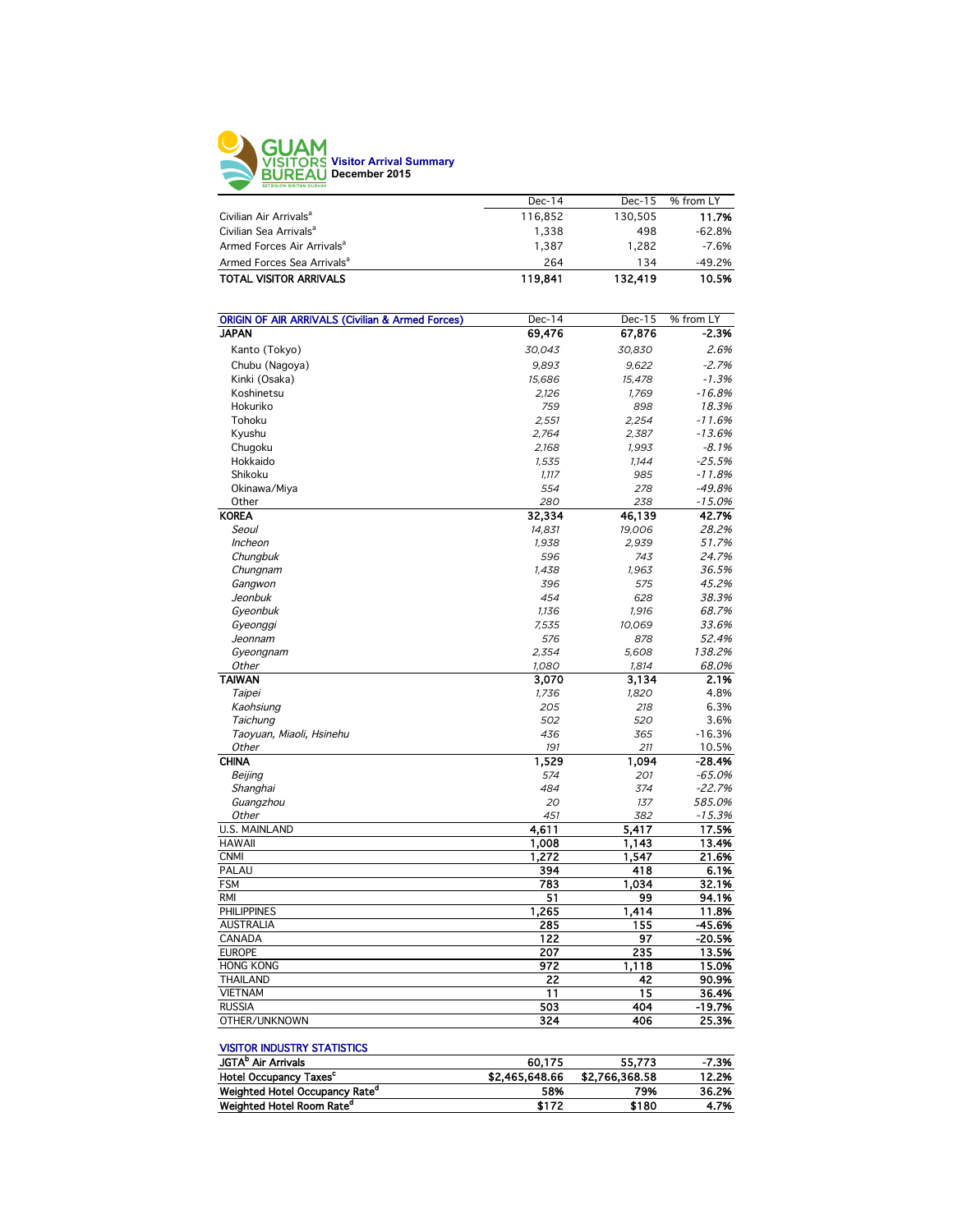# GUAM VISITORS BUREAU

## Visitor Arrival Summary
## December 2015

| | Dec-14 | Dec-15 | % from LY |
|---|---|---|---|
| Civilian Air Arrivals[a] | 116,852 | 130,505 | 11.7% |
| Civilian Sea Arrivals[a] | 1,338 | 498 | -62.8% |
| Armed Forces Air Arrivals[a] | 1,387 | 1,282 | -7.6% |
| Armed Forces Sea Arrivals[a] | 264 | 134 | -49.2% |
| **TOTAL VISITOR ARRIVALS** | **119,841** | **132,419** | **10.5%** |

| ORIGIN OF AIR ARRIVALS (Civilian & Armed Forces) | Dec-14 | Dec-15 | % from LY |
|---|---|---|---|
| **JAPAN** | **69,476** | **67,876** | **-2.3%** |
| Kanto (Tokyo) | *30,043* | *30,830* | *2.6%* |
| Chubu (Nagoya) | *9,893* | *9,622* | *-2.7%* |
| Kinki (Osaka) | *15,686* | *15,478* | *-1.3%* |
| Koshinetsu | *2,126* | *1,769* | *-16.8%* |
| Hokuriko | *759* | *898* | *18.3%* |
| Tohoku | *2,551* | *2,254* | *-11.6%* |
| Kyushu | *2,764* | *2,387* | *-13.6%* |
| Chugoku | *2,168* | *1,993* | *-8.1%* |
| Hokkaido | *1,535* | *1,144* | *-25.5%* |
| Shikoku | *1,117* | *985* | *-11.8%* |
| Okinawa/Miya | *554* | *278* | *-49.8%* |
| Other | *280* | *238* | *-15.0%* |
| **KOREA** | **32,334** | **46,139** | **42.7%** |
| *Seoul* | *14,831* | *19,006* | *28.2%* |
| *Incheon* | *1,938* | *2,939* | *51.7%* |
| *Chungbuk* | *596* | *743* | *24.7%* |
| *Chungnam* | *1,438* | *1,963* | *36.5%* |
| *Gangwon* | *396* | *575* | *45.2%* |
| *Jeonbuk* | *454* | *628* | *38.3%* |
| *Gyeonbuk* | *1,136* | *1,916* | *68.7%* |
| *Gyeonggi* | *7,535* | *10,069* | *33.6%* |
| *Jeonnam* | *576* | *878* | *52.4%* |
| *Gyeongnam* | *2,354* | *5,608* | *138.2%* |
| *Other* | *1,080* | *1,814* | *68.0%* |
| **TAIWAN** | **3,070** | **3,134** | **2.1%** |
| *Taipei* | *1,736* | *1,820* | 4.8% |
| *Kaohsiung* | *205* | *218* | 6.3% |
| *Taichung* | *502* | *520* | 3.6% |
| *Taoyuan, Miaoli, Hsinehu* | *436* | *365* | -16.3% |
| *Other* | *191* | *211* | 10.5% |
| **CHINA** | **1,529** | **1,094** | **-28.4%** |
| *Beijing* | *574* | *201* | *-65.0%* |
| *Shanghai* | *484* | *374* | *-22.7%* |
| *Guangzhou* | *20* | *137* | *585.0%* |
| *Other* | *451* | *382* | *-15.3%* |
| U.S. MAINLAND | **4,611** | **5,417** | **17.5%** |
| HAWAII | **1,008** | **1,143** | **13.4%** |
| CNMI | **1,272** | **1,547** | **21.6%** |
| PALAU | **394** | **418** | **6.1%** |
| FSM | **783** | **1,034** | **32.1%** |
| RMI | **51** | **99** | **94.1%** |
| PHILIPPINES | **1,265** | **1,414** | **11.8%** |
| AUSTRALIA | **285** | **155** | **-45.6%** |
| CANADA | **122** | **97** | **-20.5%** |
| EUROPE | **207** | **235** | **13.5%** |
| HONG KONG | **972** | **1,118** | **15.0%** |
| THAILAND | **22** | **42** | **90.9%** |
| VIETNAM | **11** | **15** | **36.4%** |
| RUSSIA | **503** | **404** | **-19.7%** |
| OTHER/UNKNOWN | **324** | **406** | **25.3%** |

| VISITOR INDUSTRY STATISTICS | | | |
|---|---|---|---|
| **JGTA[b] Air Arrivals** | **60,175** | **55,773** | **-7.3%** |
| **Hotel Occupancy Taxes[c]** | **$2,465,648.66** | **$2,766,368.58** | **12.2%** |
| **Weighted Hotel Occupancy Rate[d]** | **58%** | **79%** | **36.2%** |
| **Weighted Hotel Room Rate[d]** | **$172** | **$180** | **4.7%** |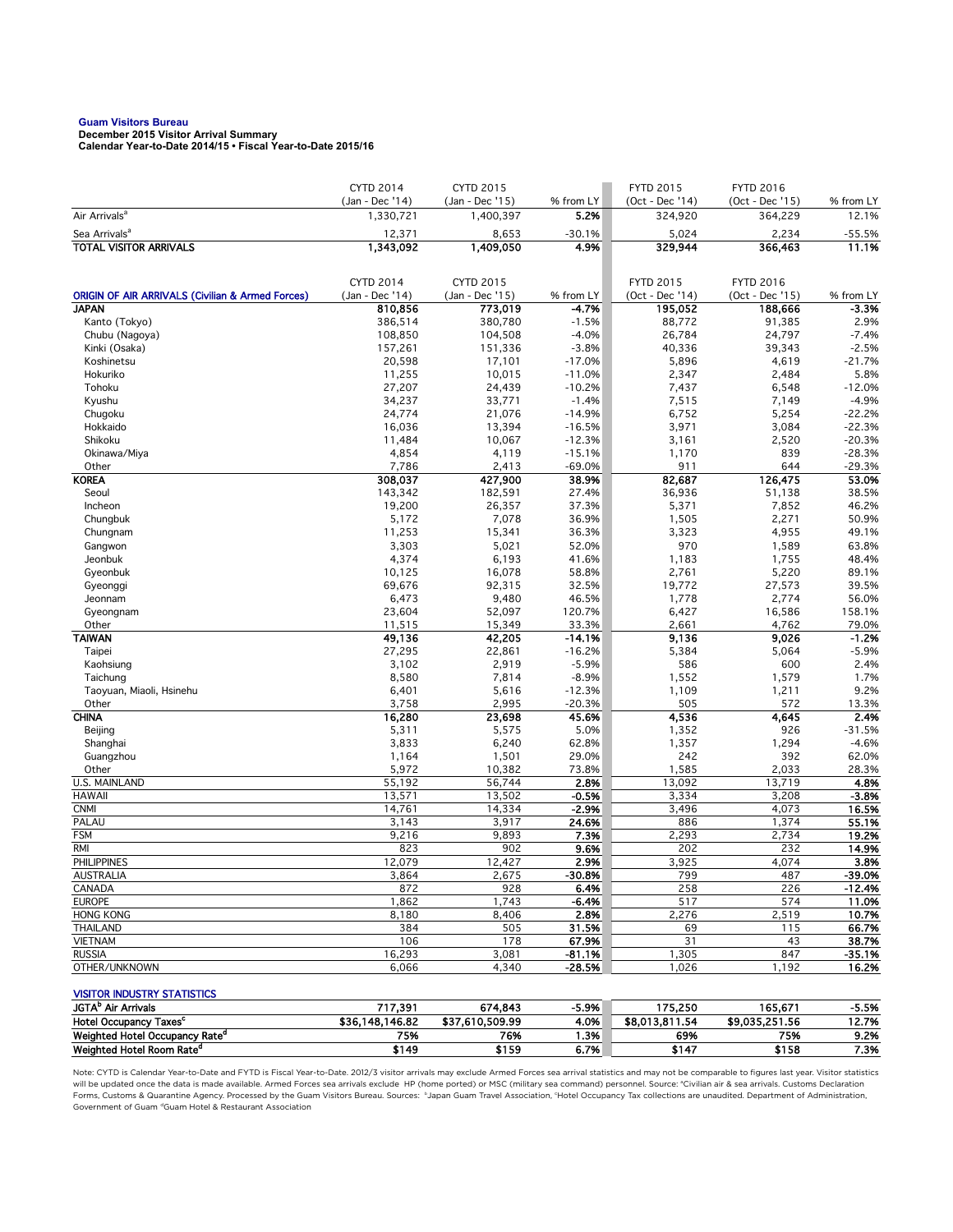**Guam Visitors Bureau**
**December 2015 Visitor Arrival Summary**
**Calendar Year-to-Date 2014/15 • Fiscal Year-to-Date 2015/16**

| | CYTD 2014 (Jan - Dec '14) | CYTD 2015 (Jan - Dec '15) | % from LY | FYTD 2015 (Oct - Dec '14) | FYTD 2016 (Oct - Dec '15) | % from LY |
|---|---|---|---|---|---|---|
| Air Arrivals[a] | 1,330,721 | 1,400,397 | 5.2% | 324,920 | 364,229 | 12.1% |
| Sea Arrivals[a] | 12,371 | 8,653 | -30.1% | 5,024 | 2,234 | -55.5% |
| **TOTAL VISITOR ARRIVALS** | **1,343,092** | **1,409,050** | **4.9%** | **329,944** | **366,463** | **11.1%** |

| ORIGIN OF AIR ARRIVALS (Civilian & Armed Forces) | CYTD 2014 (Jan - Dec '14) | CYTD 2015 (Jan - Dec '15) | % from LY | FYTD 2015 (Oct - Dec '14) | FYTD 2016 (Oct - Dec '15) | % from LY |
|---|---|---|---|---|---|---|
| **JAPAN** | **810,856** | **773,019** | **-4.7%** | **195,052** | **188,666** | **-3.3%** |
| Kanto (Tokyo) | 386,514 | 380,780 | -1.5% | 88,772 | 91,385 | 2.9% |
| Chubu (Nagoya) | 108,850 | 104,508 | -4.0% | 26,784 | 24,797 | -7.4% |
| Kinki (Osaka) | 157,261 | 151,336 | -3.8% | 40,336 | 39,343 | -2.5% |
| Koshinetsu | 20,598 | 17,101 | -17.0% | 5,896 | 4,619 | -21.7% |
| Hokuriko | 11,255 | 10,015 | -11.0% | 2,347 | 2,484 | 5.8% |
| Tohoku | 27,207 | 24,439 | -10.2% | 7,437 | 6,548 | -12.0% |
| Kyushu | 34,237 | 33,771 | -1.4% | 7,515 | 7,149 | -4.9% |
| Chugoku | 24,774 | 21,076 | -14.9% | 6,752 | 5,254 | -22.2% |
| Hokkaido | 16,036 | 13,394 | -16.5% | 3,971 | 3,084 | -22.3% |
| Shikoku | 11,484 | 10,067 | -12.3% | 3,161 | 2,520 | -20.3% |
| Okinawa/Miya | 4,854 | 4,119 | -15.1% | 1,170 | 839 | -28.3% |
| Other | 7,786 | 2,413 | -69.0% | 911 | 644 | -29.3% |
| **KOREA** | **308,037** | **427,900** | **38.9%** | **82,687** | **126,475** | **53.0%** |
| Seoul | 143,342 | 182,591 | 27.4% | 36,936 | 51,138 | 38.5% |
| Incheon | 19,200 | 26,357 | 37.3% | 5,371 | 7,852 | 46.2% |
| Chungbuk | 5,172 | 7,078 | 36.9% | 1,505 | 2,271 | 50.9% |
| Chungnam | 11,253 | 15,341 | 36.3% | 3,323 | 4,955 | 49.1% |
| Gangwon | 3,303 | 5,021 | 52.0% | 970 | 1,589 | 63.8% |
| Jeonbuk | 4,374 | 6,193 | 41.6% | 1,183 | 1,755 | 48.4% |
| Gyeonbuk | 10,125 | 16,078 | 58.8% | 2,761 | 5,220 | 89.1% |
| Gyeonggi | 69,676 | 92,315 | 32.5% | 19,772 | 27,573 | 39.5% |
| Jeonnam | 6,473 | 9,480 | 46.5% | 1,778 | 2,774 | 56.0% |
| Gyeongnam | 23,604 | 52,097 | 120.7% | 6,427 | 16,586 | 158.1% |
| Other | 11,515 | 15,349 | 33.3% | 2,661 | 4,762 | 79.0% |
| **TAIWAN** | **49,136** | **42,205** | **-14.1%** | **9,136** | **9,026** | **-1.2%** |
| Taipei | 27,295 | 22,861 | -16.2% | 5,384 | 5,064 | -5.9% |
| Kaohsiung | 3,102 | 2,919 | -5.9% | 586 | 600 | 2.4% |
| Taichung | 8,580 | 7,814 | -8.9% | 1,552 | 1,579 | 1.7% |
| Taoyuan, Miaoli, Hsinehu | 6,401 | 5,616 | -12.3% | 1,109 | 1,211 | 9.2% |
| Other | 3,758 | 2,995 | -20.3% | 505 | 572 | 13.3% |
| **CHINA** | **16,280** | **23,698** | **45.6%** | **4,536** | **4,645** | **2.4%** |
| Beijing | 5,311 | 5,575 | 5.0% | 1,352 | 926 | -31.5% |
| Shanghai | 3,833 | 6,240 | 62.8% | 1,357 | 1,294 | -4.6% |
| Guangzhou | 1,164 | 1,501 | 29.0% | 242 | 392 | 62.0% |
| Other | 5,972 | 10,382 | 73.8% | 1,585 | 2,033 | 28.3% |
| U.S. MAINLAND | 55,192 | 56,744 | **2.8%** | 13,092 | 13,719 | **4.8%** |
| HAWAII | 13,571 | 13,502 | **-0.5%** | 3,334 | 3,208 | **-3.8%** |
| CNMI | 14,761 | 14,334 | **-2.9%** | 3,496 | 4,073 | **16.5%** |
| PALAU | 3,143 | 3,917 | **24.6%** | 886 | 1,374 | **55.1%** |
| FSM | 9,216 | 9,893 | **7.3%** | 2,293 | 2,734 | **19.2%** |
| RMI | 823 | 902 | **9.6%** | 202 | 232 | **14.9%** |
| PHILIPPINES | 12,079 | 12,427 | **2.9%** | 3,925 | 4,074 | **3.8%** |
| AUSTRALIA | 3,864 | 2,675 | **-30.8%** | 799 | 487 | **-39.0%** |
| CANADA | 872 | 928 | **6.4%** | 258 | 226 | **-12.4%** |
| EUROPE | 1,862 | 1,743 | **-6.4%** | 517 | 574 | **11.0%** |
| HONG KONG | 8,180 | 8,406 | **2.8%** | 2,276 | 2,519 | **10.7%** |
| THAILAND | 384 | 505 | **31.5%** | 69 | 115 | **66.7%** |
| VIETNAM | 106 | 178 | **67.9%** | 31 | 43 | **38.7%** |
| RUSSIA | 16,293 | 3,081 | **-81.1%** | 1,305 | 847 | **-35.1%** |
| OTHER/UNKNOWN | 6,066 | 4,340 | **-28.5%** | 1,026 | 1,192 | **16.2%** |

| VISITOR INDUSTRY STATISTICS | | | | | | |
|---|---|---|---|---|---|---|
| **JGTA[b] Air Arrivals** | **717,391** | **674,843** | **-5.9%** | **175,250** | **165,671** | **-5.5%** |
| **Hotel Occupancy Taxes[c]** | **$36,148,146.82** | **$37,610,509.99** | **4.0%** | **$8,013,811.54** | **$9,035,251.56** | **12.7%** |
| **Weighted Hotel Occupancy Rate[d]** | **75%** | **76%** | **1.3%** | **69%** | **75%** | **9.2%** |
| **Weighted Hotel Room Rate[d]** | **$149** | **$159** | **6.7%** | **$147** | **$158** | **7.3%** |

Note: CYTD is Calendar Year-to-Date and FYTD is Fiscal Year-to-Date. 2012/3 visitor arrivals may exclude Armed Forces sea arrival statistics and may not be comparable to figures last year. Visitor statistics will be updated once the data is made available. Armed Forces sea arrivals exclude HP (home ported) or MSC (military sea command) personnel. Source: [a]Civilian air & sea arrivals. Customs Declaration Forms, Customs & Quarantine Agency. Processed by the Guam Visitors Bureau. Sources: [b]Japan Guam Travel Association, [c]Hotel Occupancy Tax collections are unaudited. Department of Administration, Government of Guam [d]Guam Hotel & Restaurant Association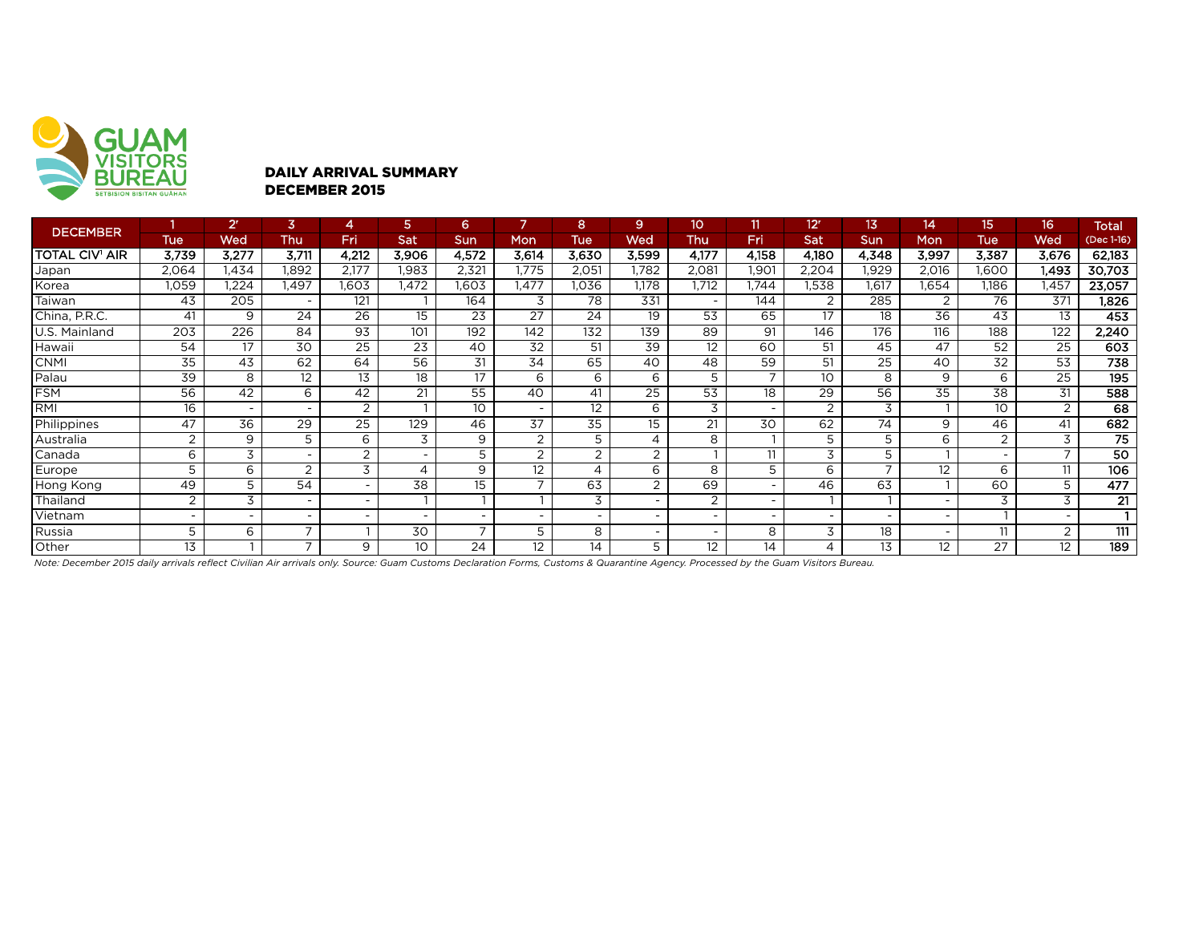GUAM VISITORS BUREAU
SETBISION BISITAN GUÅHAN

**DAILY ARRIVAL SUMMARY**
**DECEMBER 2015**

| DECEMBER | 1 | 2' | 3 | 4 | 5 | 6 | 7 | 8 | 9 | 10 | 11 | 12' | 13 | 14 | 15 | 16 | Total |
|---|---|---|---|---|---|---|---|---|---|---|---|---|---|---|---|---|---|
| | Tue | Wed | Thu | Fri | Sat | Sun | Mon | Tue | Wed | Thu | Fri | Sat | Sun | Mon | Tue | Wed | (Dec 1-16) |
| **TOTAL CIV[1] AIR** | **3,739** | **3,277** | **3,711** | **4,212** | **3,906** | **4,572** | **3,614** | **3,630** | **3,599** | **4,177** | **4,158** | **4,180** | **4,348** | **3,997** | **3,387** | **3,676** | **62,183** |
| Japan | 2,064 | 1,434 | 1,892 | 2,177 | 1,983 | 2,321 | 1,775 | 2,051 | 1,782 | 2,081 | 1,901 | 2,204 | 1,929 | 2,016 | 1,600 | 1,493 | **30,703** |
| Korea | 1,059 | 1,224 | 1,497 | 1,603 | 1,472 | 1,603 | 1,477 | 1,036 | 1,178 | 1,712 | 1,744 | 1,538 | 1,617 | 1,654 | 1,186 | 1,457 | **23,057** |
| Taiwan | 43 | 205 | - | 121 | 1 | 164 | 3 | 78 | 331 | - | 144 | 2 | 285 | 2 | 76 | 371 | **1,826** |
| China, P.R.C. | 41 | 9 | 24 | 26 | 15 | 23 | 27 | 24 | 19 | 53 | 65 | 17 | 18 | 36 | 43 | 13 | **453** |
| U.S. Mainland | 203 | 226 | 84 | 93 | 101 | 192 | 142 | 132 | 139 | 89 | 91 | 146 | 176 | 116 | 188 | 122 | **2,240** |
| Hawaii | 54 | 17 | 30 | 25 | 23 | 40 | 32 | 51 | 39 | 12 | 60 | 51 | 45 | 47 | 52 | 25 | **603** |
| CNMI | 35 | 43 | 62 | 64 | 56 | 31 | 34 | 65 | 40 | 48 | 59 | 51 | 25 | 40 | 32 | 53 | **738** |
| Palau | 39 | 8 | 12 | 13 | 18 | 17 | 6 | 6 | 6 | 5 | 7 | 10 | 8 | 9 | 6 | 25 | **195** |
| FSM | 56 | 42 | 6 | 42 | 21 | 55 | 40 | 41 | 25 | 53 | 18 | 29 | 56 | 35 | 38 | 31 | **588** |
| RMI | 16 | - | - | 2 | 1 | 10 | - | 12 | 6 | 3 | - | 2 | 3 | 1 | 10 | 2 | **68** |
| Philippines | 47 | 36 | 29 | 25 | 129 | 46 | 37 | 35 | 15 | 21 | 30 | 62 | 74 | 9 | 46 | 41 | **682** |
| Australia | 2 | 9 | 5 | 6 | 3 | 9 | 2 | 5 | 4 | 8 | 1 | 5 | 5 | 6 | 2 | 3 | **75** |
| Canada | 6 | 3 | - | 2 | - | 5 | 2 | 2 | 2 | 1 | 11 | 3 | 5 | 1 | - | 7 | **50** |
| Europe | 5 | 6 | 2 | 3 | 4 | 9 | 12 | 4 | 6 | 8 | 5 | 6 | 7 | 12 | 6 | 11 | **106** |
| Hong Kong | 49 | 5 | 54 | - | 38 | 15 | 7 | 63 | 2 | 69 | - | 46 | 63 | 1 | 60 | 5 | **477** |
| Thailand | 2 | 3 | - | - | 1 | 1 | 1 | 3 | - | 2 | - | 1 | 1 | - | 3 | 3 | **21** |
| Vietnam | - | - | - | - | - | - | - | - | - | - | - | - | - | - | 1 | - | **1** |
| Russia | 5 | 6 | 7 | 1 | 30 | 7 | 5 | 8 | - | - | 8 | 3 | 18 | - | 11 | 2 | **111** |
| Other | 13 | 1 | 7 | 9 | 10 | 24 | 12 | 14 | 5 | 12 | 14 | 4 | 13 | 12 | 27 | 12 | **189** |

*Note: December 2015 daily arrivals reflect Civilian Air arrivals only. Source: Guam Customs Declaration Forms, Customs & Quarantine Agency. Processed by the Guam Visitors Bureau.*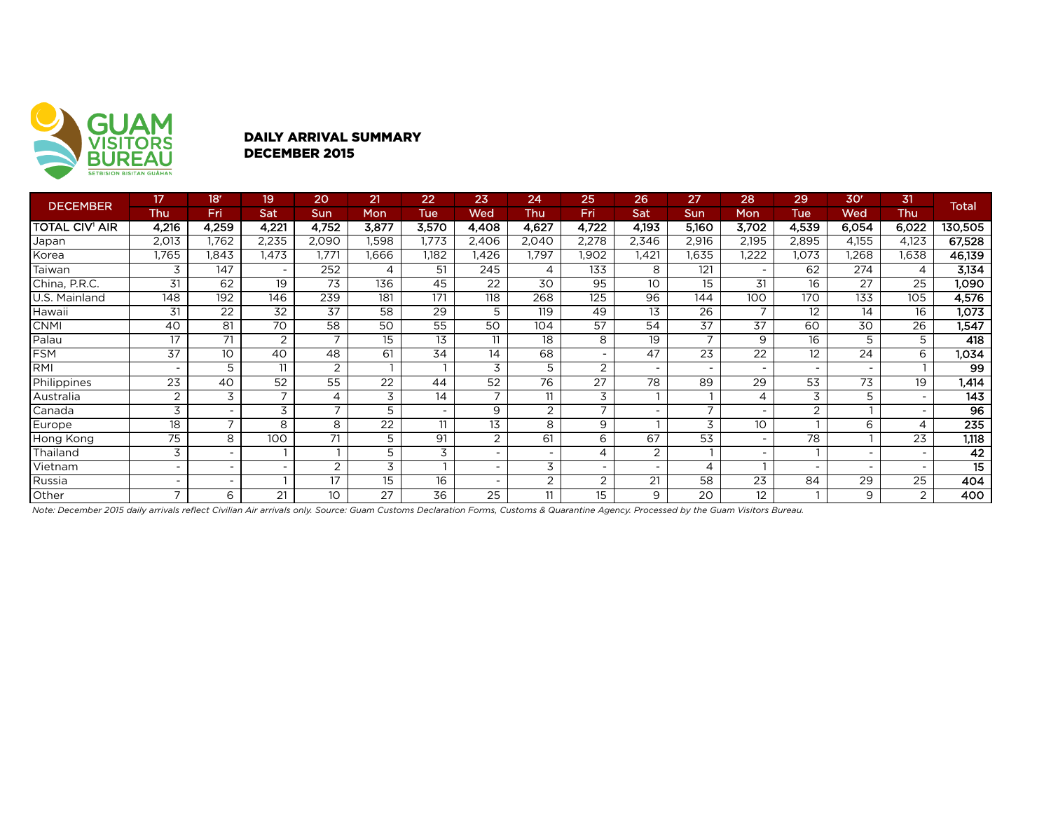GUAM VISITORS BUREAU
SETBISION BISITAN GUÅHAN

## DAILY ARRIVAL SUMMARY
## DECEMBER 2015

| DECEMBER | 17 | 18[r] | 19 | 20 | 21 | 22 | 23 | 24 | 25 | 26 | 27 | 28 | 29 | 30[r] | 31 | Total |
|---|---|---|---|---|---|---|---|---|---|---|---|---|---|---|---|---|
| | Thu | Fri | Sat | Sun | Mon | Tue | Wed | Thu | Fri | Sat | Sun | Mon | Tue | Wed | Thu | |
| **TOTAL CIV[1] AIR** | **4,216** | **4,259** | **4,221** | **4,752** | **3,877** | **3,570** | **4,408** | **4,627** | **4,722** | **4,193** | **5,160** | **3,702** | **4,539** | **6,054** | **6,022** | **130,505** |
| Japan | 2,013 | 1,762 | 2,235 | 2,090 | 1,598 | 1,773 | 2,406 | 2,040 | 2,278 | 2,346 | 2,916 | 2,195 | 2,895 | 4,155 | 4,123 | **67,528** |
| Korea | 1,765 | 1,843 | 1,473 | 1,771 | 1,666 | 1,182 | 1,426 | 1,797 | 1,902 | 1,421 | 1,635 | 1,222 | 1,073 | 1,268 | 1,638 | **46,139** |
| Taiwan | 3 | 147 | - | 252 | 4 | 51 | 245 | 4 | 133 | 8 | 121 | - | 62 | 274 | 4 | **3,134** |
| China, P.R.C. | 31 | 62 | 19 | 73 | 136 | 45 | 22 | 30 | 95 | 10 | 15 | 31 | 16 | 27 | 25 | **1,090** |
| U.S. Mainland | 148 | 192 | 146 | 239 | 181 | 171 | 118 | 268 | 125 | 96 | 144 | 100 | 170 | 133 | 105 | **4,576** |
| Hawaii | 31 | 22 | 32 | 37 | 58 | 29 | 5 | 119 | 49 | 13 | 26 | 7 | 12 | 14 | 16 | **1,073** |
| CNMI | 40 | 81 | 70 | 58 | 50 | 55 | 50 | 104 | 57 | 54 | 37 | 37 | 60 | 30 | 26 | **1,547** |
| Palau | 17 | 71 | 2 | 7 | 15 | 13 | 11 | 18 | 8 | 19 | 7 | 9 | 16 | 5 | 5 | **418** |
| FSM | 37 | 10 | 40 | 48 | 61 | 34 | 14 | 68 | - | 47 | 23 | 22 | 12 | 24 | 6 | **1,034** |
| RMI | - | 5 | 11 | 2 | 1 | 1 | 3 | 5 | 2 | - | - | - | - | - | 1 | **99** |
| Philippines | 23 | 40 | 52 | 55 | 22 | 44 | 52 | 76 | 27 | 78 | 89 | 29 | 53 | 73 | 19 | **1,414** |
| Australia | 2 | 3 | 7 | 4 | 3 | 14 | 7 | 11 | 3 | 1 | 1 | 4 | 3 | 5 | - | **143** |
| Canada | 3 | - | 3 | 7 | 5 | - | 9 | 2 | 7 | - | 7 | - | 2 | 1 | - | **96** |
| Europe | 18 | 7 | 8 | 8 | 22 | 11 | 13 | 8 | 9 | 1 | 3 | 10 | 1 | 6 | 4 | **235** |
| Hong Kong | 75 | 8 | 100 | 71 | 5 | 91 | 2 | 61 | 6 | 67 | 53 | - | 78 | 1 | 23 | **1,118** |
| Thailand | 3 | - | 1 | 1 | 5 | 3 | - | - | 4 | 2 | 1 | - | 1 | - | - | **42** |
| Vietnam | - | - | - | 2 | 3 | 1 | - | 3 | - | - | 4 | 1 | - | - | - | **15** |
| Russia | - | - | 1 | 17 | 15 | 16 | - | 2 | 2 | 21 | 58 | 23 | 84 | 29 | 25 | **404** |
| Other | 7 | 6 | 21 | 10 | 27 | 36 | 25 | 11 | 15 | 9 | 20 | 12 | 1 | 9 | 2 | **400** |

*Note: December 2015 daily arrivals reflect Civilian Air arrivals only. Source: Guam Customs Declaration Forms, Customs & Quarantine Agency. Processed by the Guam Visitors Bureau.*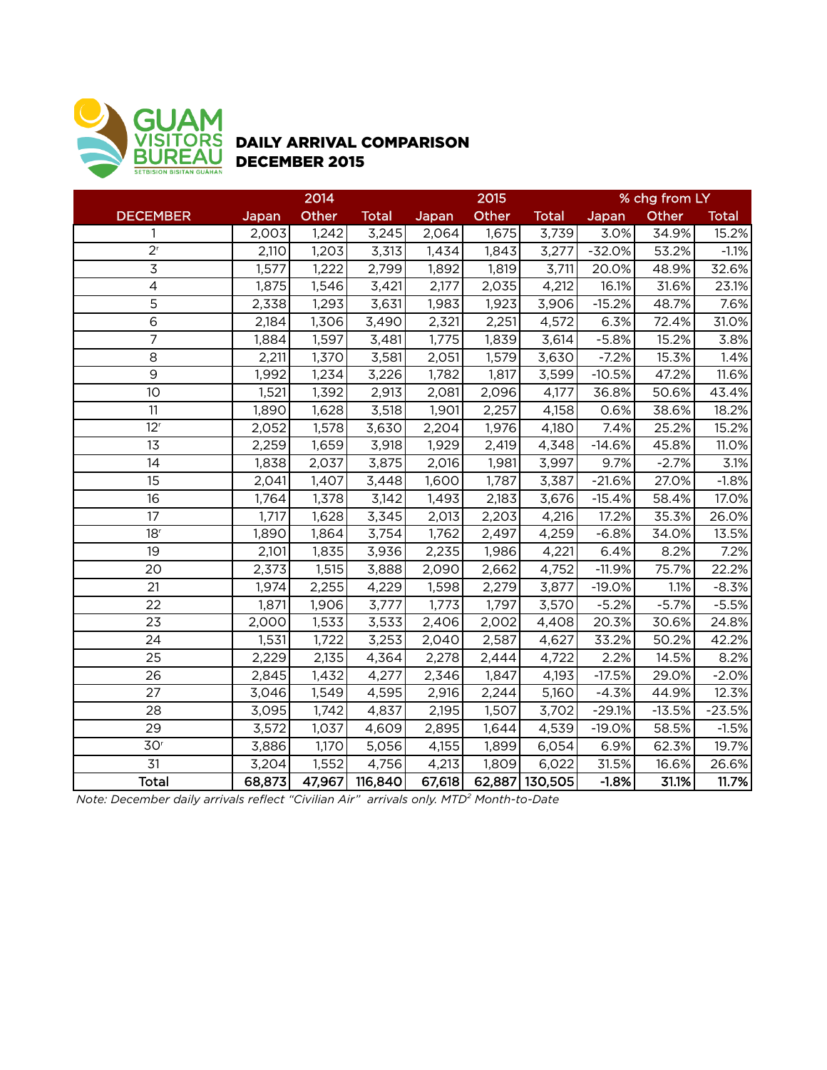GUAM VISITORS BUREAU
SETBISION BISITAN GUÅHAN

## DAILY ARRIVAL COMPARISON DECEMBER 2015

| | 2014 | | | 2015 | | | % chg from LY | | |
|---|---|---|---|---|---|---|---|---|---|
| DECEMBER | Japan | Other | Total | Japan | Other | Total | Japan | Other | Total |
| 1 | 2,003 | 1,242 | 3,245 | 2,064 | 1,675 | 3,739 | 3.0% | 34.9% | 15.2% |
| 2[r] | 2,110 | 1,203 | 3,313 | 1,434 | 1,843 | 3,277 | -32.0% | 53.2% | -1.1% |
| 3 | 1,577 | 1,222 | 2,799 | 1,892 | 1,819 | 3,711 | 20.0% | 48.9% | 32.6% |
| 4 | 1,875 | 1,546 | 3,421 | 2,177 | 2,035 | 4,212 | 16.1% | 31.6% | 23.1% |
| 5 | 2,338 | 1,293 | 3,631 | 1,983 | 1,923 | 3,906 | -15.2% | 48.7% | 7.6% |
| 6 | 2,184 | 1,306 | 3,490 | 2,321 | 2,251 | 4,572 | 6.3% | 72.4% | 31.0% |
| 7 | 1,884 | 1,597 | 3,481 | 1,775 | 1,839 | 3,614 | -5.8% | 15.2% | 3.8% |
| 8 | 2,211 | 1,370 | 3,581 | 2,051 | 1,579 | 3,630 | -7.2% | 15.3% | 1.4% |
| 9 | 1,992 | 1,234 | 3,226 | 1,782 | 1,817 | 3,599 | -10.5% | 47.2% | 11.6% |
| 10 | 1,521 | 1,392 | 2,913 | 2,081 | 2,096 | 4,177 | 36.8% | 50.6% | 43.4% |
| 11 | 1,890 | 1,628 | 3,518 | 1,901 | 2,257 | 4,158 | 0.6% | 38.6% | 18.2% |
| 12[r] | 2,052 | 1,578 | 3,630 | 2,204 | 1,976 | 4,180 | 7.4% | 25.2% | 15.2% |
| 13 | 2,259 | 1,659 | 3,918 | 1,929 | 2,419 | 4,348 | -14.6% | 45.8% | 11.0% |
| 14 | 1,838 | 2,037 | 3,875 | 2,016 | 1,981 | 3,997 | 9.7% | -2.7% | 3.1% |
| 15 | 2,041 | 1,407 | 3,448 | 1,600 | 1,787 | 3,387 | -21.6% | 27.0% | -1.8% |
| 16 | 1,764 | 1,378 | 3,142 | 1,493 | 2,183 | 3,676 | -15.4% | 58.4% | 17.0% |
| 17 | 1,717 | 1,628 | 3,345 | 2,013 | 2,203 | 4,216 | 17.2% | 35.3% | 26.0% |
| 18[r] | 1,890 | 1,864 | 3,754 | 1,762 | 2,497 | 4,259 | -6.8% | 34.0% | 13.5% |
| 19 | 2,101 | 1,835 | 3,936 | 2,235 | 1,986 | 4,221 | 6.4% | 8.2% | 7.2% |
| 20 | 2,373 | 1,515 | 3,888 | 2,090 | 2,662 | 4,752 | -11.9% | 75.7% | 22.2% |
| 21 | 1,974 | 2,255 | 4,229 | 1,598 | 2,279 | 3,877 | -19.0% | 1.1% | -8.3% |
| 22 | 1,871 | 1,906 | 3,777 | 1,773 | 1,797 | 3,570 | -5.2% | -5.7% | -5.5% |
| 23 | 2,000 | 1,533 | 3,533 | 2,406 | 2,002 | 4,408 | 20.3% | 30.6% | 24.8% |
| 24 | 1,531 | 1,722 | 3,253 | 2,040 | 2,587 | 4,627 | 33.2% | 50.2% | 42.2% |
| 25 | 2,229 | 2,135 | 4,364 | 2,278 | 2,444 | 4,722 | 2.2% | 14.5% | 8.2% |
| 26 | 2,845 | 1,432 | 4,277 | 2,346 | 1,847 | 4,193 | -17.5% | 29.0% | -2.0% |
| 27 | 3,046 | 1,549 | 4,595 | 2,916 | 2,244 | 5,160 | -4.3% | 44.9% | 12.3% |
| 28 | 3,095 | 1,742 | 4,837 | 2,195 | 1,507 | 3,702 | -29.1% | -13.5% | -23.5% |
| 29 | 3,572 | 1,037 | 4,609 | 2,895 | 1,644 | 4,539 | -19.0% | 58.5% | -1.5% |
| 30[r] | 3,886 | 1,170 | 5,056 | 4,155 | 1,899 | 6,054 | 6.9% | 62.3% | 19.7% |
| 31 | 3,204 | 1,552 | 4,756 | 4,213 | 1,809 | 6,022 | 31.5% | 16.6% | 26.6% |
| **Total** | **68,873** | **47,967** | **116,840** | **67,618** | **62,887** | **130,505** | **-1.8%** | **31.1%** | **11.7%** |

*Note: December daily arrivals reflect "Civilian Air" arrivals only. MTD[2] Month-to-Date*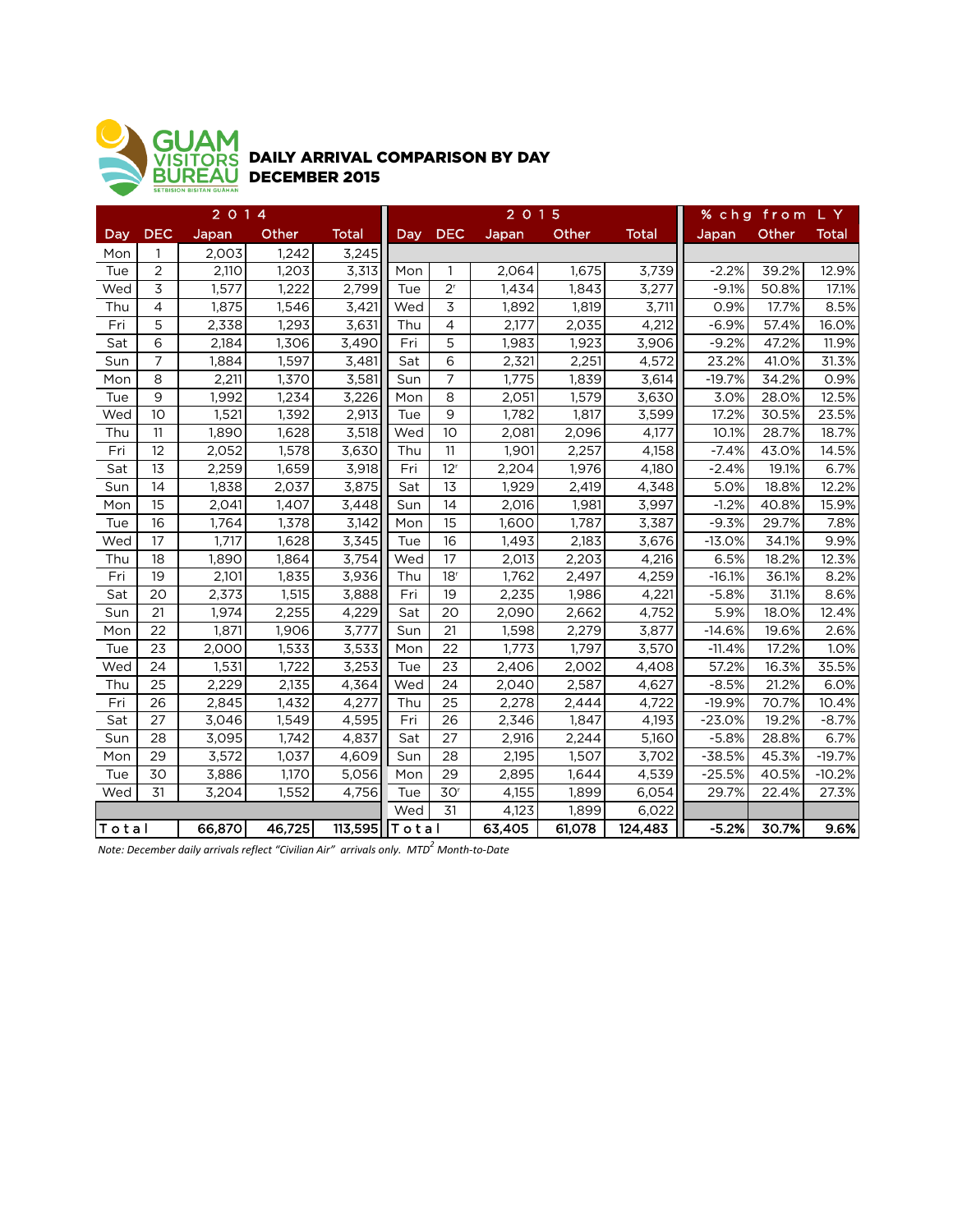GUAM VISITORS BUREAU
SETBISION BISITAN GUÅHAN

# DAILY ARRIVAL COMPARISON BY DAY
# DECEMBER 2015

| 2014 | | | | | 2015 | | | | | % chg from LY | | |
|---|---|---|---|---|---|---|---|---|---|---|---|---|
| Day | DEC | Japan | Other | Total | Day | DEC | Japan | Other | Total | Japan | Other | Total |
| Mon | 1 | 2,003 | 1,242 | 3,245 | | | | | | | | |
| Tue | 2 | 2,110 | 1,203 | 3,313 | Mon | 1 | 2,064 | 1,675 | 3,739 | -2.2% | 39.2% | 12.9% |
| Wed | 3 | 1,577 | 1,222 | 2,799 | Tue | 2r | 1,434 | 1,843 | 3,277 | -9.1% | 50.8% | 17.1% |
| Thu | 4 | 1,875 | 1,546 | 3,421 | Wed | 3 | 1,892 | 1,819 | 3,711 | 0.9% | 17.7% | 8.5% |
| Fri | 5 | 2,338 | 1,293 | 3,631 | Thu | 4 | 2,177 | 2,035 | 4,212 | -6.9% | 57.4% | 16.0% |
| Sat | 6 | 2,184 | 1,306 | 3,490 | Fri | 5 | 1,983 | 1,923 | 3,906 | -9.2% | 47.2% | 11.9% |
| Sun | 7 | 1,884 | 1,597 | 3,481 | Sat | 6 | 2,321 | 2,251 | 4,572 | 23.2% | 41.0% | 31.3% |
| Mon | 8 | 2,211 | 1,370 | 3,581 | Sun | 7 | 1,775 | 1,839 | 3,614 | -19.7% | 34.2% | 0.9% |
| Tue | 9 | 1,992 | 1,234 | 3,226 | Mon | 8 | 2,051 | 1,579 | 3,630 | 3.0% | 28.0% | 12.5% |
| Wed | 10 | 1,521 | 1,392 | 2,913 | Tue | 9 | 1,782 | 1,817 | 3,599 | 17.2% | 30.5% | 23.5% |
| Thu | 11 | 1,890 | 1,628 | 3,518 | Wed | 10 | 2,081 | 2,096 | 4,177 | 10.1% | 28.7% | 18.7% |
| Fri | 12 | 2,052 | 1,578 | 3,630 | Thu | 11 | 1,901 | 2,257 | 4,158 | -7.4% | 43.0% | 14.5% |
| Sat | 13 | 2,259 | 1,659 | 3,918 | Fri | 12r | 2,204 | 1,976 | 4,180 | -2.4% | 19.1% | 6.7% |
| Sun | 14 | 1,838 | 2,037 | 3,875 | Sat | 13 | 1,929 | 2,419 | 4,348 | 5.0% | 18.8% | 12.2% |
| Mon | 15 | 2,041 | 1,407 | 3,448 | Sun | 14 | 2,016 | 1,981 | 3,997 | -1.2% | 40.8% | 15.9% |
| Tue | 16 | 1,764 | 1,378 | 3,142 | Mon | 15 | 1,600 | 1,787 | 3,387 | -9.3% | 29.7% | 7.8% |
| Wed | 17 | 1,717 | 1,628 | 3,345 | Tue | 16 | 1,493 | 2,183 | 3,676 | -13.0% | 34.1% | 9.9% |
| Thu | 18 | 1,890 | 1,864 | 3,754 | Wed | 17 | 2,013 | 2,203 | 4,216 | 6.5% | 18.2% | 12.3% |
| Fri | 19 | 2,101 | 1,835 | 3,936 | Thu | 18r | 1,762 | 2,497 | 4,259 | -16.1% | 36.1% | 8.2% |
| Sat | 20 | 2,373 | 1,515 | 3,888 | Fri | 19 | 2,235 | 1,986 | 4,221 | -5.8% | 31.1% | 8.6% |
| Sun | 21 | 1,974 | 2,255 | 4,229 | Sat | 20 | 2,090 | 2,662 | 4,752 | 5.9% | 18.0% | 12.4% |
| Mon | 22 | 1,871 | 1,906 | 3,777 | Sun | 21 | 1,598 | 2,279 | 3,877 | -14.6% | 19.6% | 2.6% |
| Tue | 23 | 2,000 | 1,533 | 3,533 | Mon | 22 | 1,773 | 1,797 | 3,570 | -11.4% | 17.2% | 1.0% |
| Wed | 24 | 1,531 | 1,722 | 3,253 | Tue | 23 | 2,406 | 2,002 | 4,408 | 57.2% | 16.3% | 35.5% |
| Thu | 25 | 2,229 | 2,135 | 4,364 | Wed | 24 | 2,040 | 2,587 | 4,627 | -8.5% | 21.2% | 6.0% |
| Fri | 26 | 2,845 | 1,432 | 4,277 | Thu | 25 | 2,278 | 2,444 | 4,722 | -19.9% | 70.7% | 10.4% |
| Sat | 27 | 3,046 | 1,549 | 4,595 | Fri | 26 | 2,346 | 1,847 | 4,193 | -23.0% | 19.2% | -8.7% |
| Sun | 28 | 3,095 | 1,742 | 4,837 | Sat | 27 | 2,916 | 2,244 | 5,160 | -5.8% | 28.8% | 6.7% |
| Mon | 29 | 3,572 | 1,037 | 4,609 | Sun | 28 | 2,195 | 1,507 | 3,702 | -38.5% | 45.3% | -19.7% |
| Tue | 30 | 3,886 | 1,170 | 5,056 | Mon | 29 | 2,895 | 1,644 | 4,539 | -25.5% | 40.5% | -10.2% |
| Wed | 31 | 3,204 | 1,552 | 4,756 | Tue | 30r | 4,155 | 1,899 | 6,054 | 29.7% | 22.4% | 27.3% |
| | | | | | Wed | 31 | 4,123 | 1,899 | 6,022 | | | |
| **Total** | | **66,870** | **46,725** | **113,595** | **Total** | | **63,405** | **61,078** | **124,483** | **-5.2%** | **30.7%** | **9.6%** |

*Note: December daily arrivals reflect "Civilian Air" arrivals only. MTD[2] Month-to-Date*